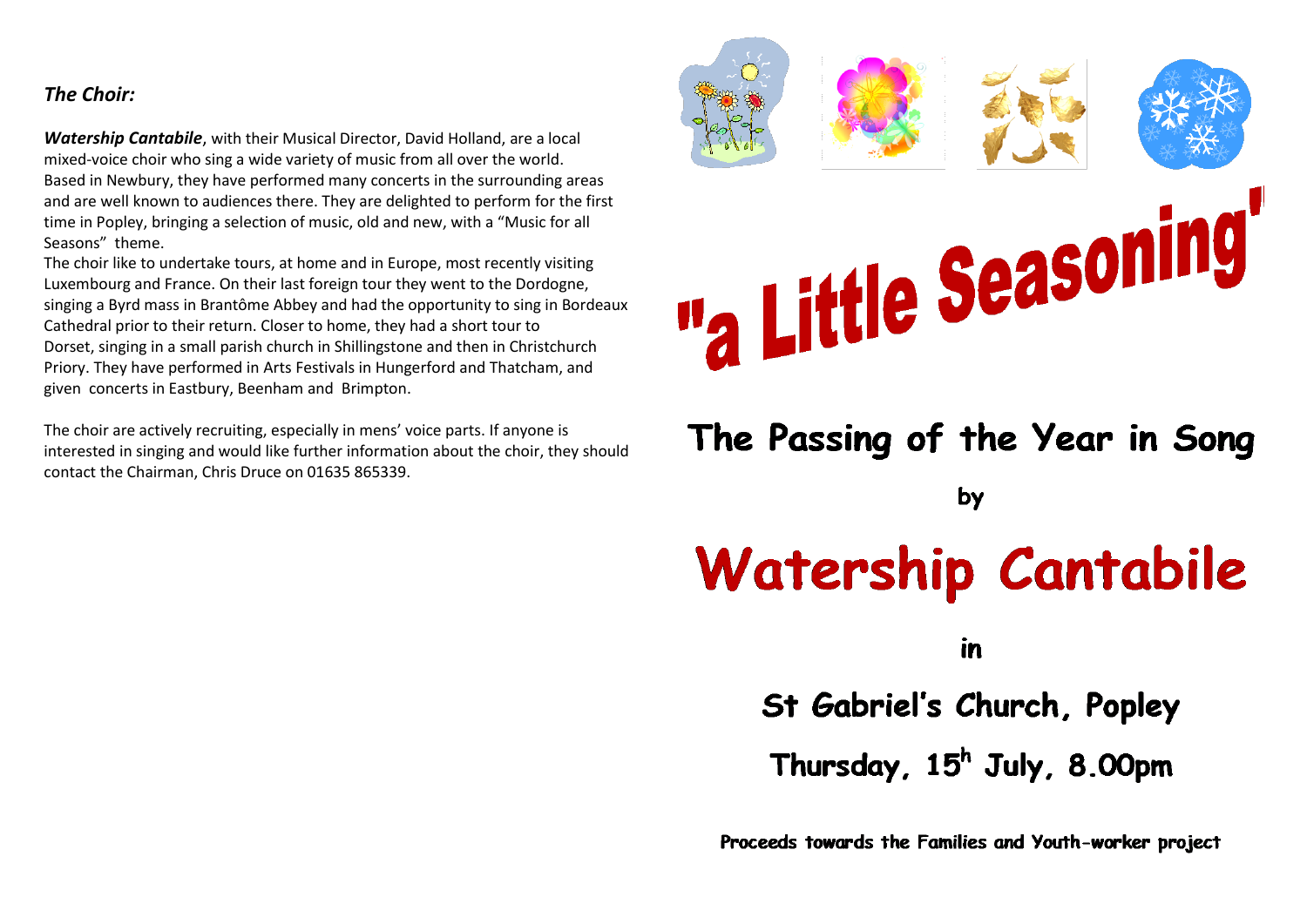### *The Choir:*

***Watership Cantabile***, with their Musical Director, David Holland, are a local mixed-voice choir who sing a wide variety of music from all over the world. Based in Newbury, they have performed many concerts in the surrounding areas and are well known to audiences there. They are delighted to perform for the first time in Popley, bringing a selection of music, old and new, with a "Music for all Seasons" theme.

The choir like to undertake tours, at home and in Europe, most recently visiting Luxembourg and France. On their last foreign tour they went to the Dordogne, singing a Byrd mass in Brantôme Abbey and had the opportunity to sing in Bordeaux Cathedral prior to their return. Closer to home, they had a short tour to Dorset, singing in a small parish church in Shillingstone and then in Christchurch Priory. They have performed in Arts Festivals in Hungerford and Thatcham, and given concerts in Eastbury, Beenham and Brimpton.

The choir are actively recruiting, especially in mens' voice parts. If anyone is interested in singing and would like further information about the choir, they should contact the Chairman, Chris Druce on 01635 865339.

# "a Little Seasoning"

## The Passing of the Year in Song

by

# Watership Cantabile

in

## St Gabriel's Church, Popley

## Thursday, 15h July, 8.00pm

**Proceeds towards the Families and Youth-worker project**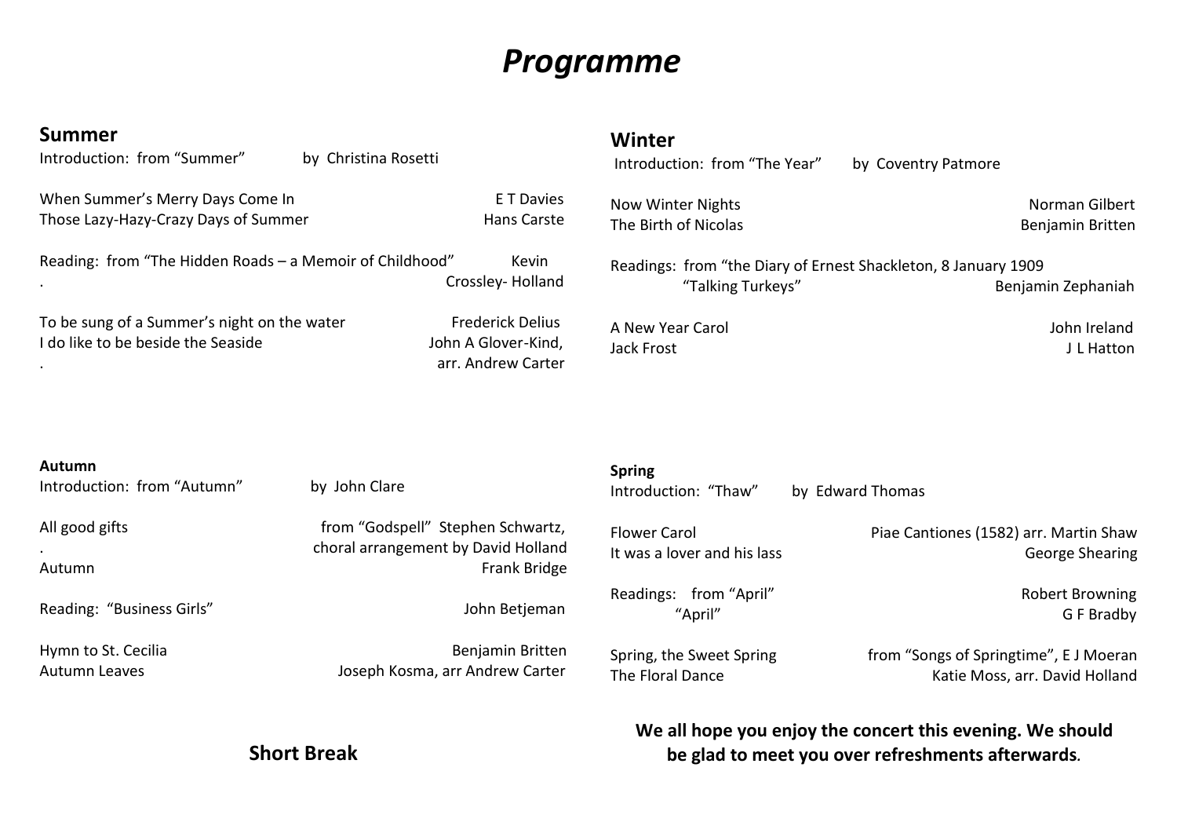# *Programme*

## Summer

Introduction: from "Summer" by Christina Rosetti

When Summer's Merry Days Come In — E T Davies
Those Lazy-Hazy-Crazy Days of Summer — Hans Carste

Reading: from "The Hidden Roads – a Memoir of Childhood" — Kevin Crossley- Holland

To be sung of a Summer's night on the water — Frederick Delius
I do like to be beside the Seaside — John A Glover-Kind, arr. Andrew Carter

## Autumn

Introduction: from "Autumn" by John Clare

All good gifts — from "Godspell" Stephen Schwartz, choral arrangement by David Holland
Autumn — Frank Bridge

Reading: "Business Girls" — John Betjeman

Hymn to St. Cecilia — Benjamin Britten
Autumn Leaves — Joseph Kosma, arr Andrew Carter

**Short Break**

## Winter

Introduction: from "The Year" by Coventry Patmore

Now Winter Nights — Norman Gilbert
The Birth of Nicolas — Benjamin Britten

Readings: from "the Diary of Ernest Shackleton, 8 January 1909
"Talking Turkeys" — Benjamin Zephaniah

A New Year Carol — John Ireland
Jack Frost — J L Hatton

## Spring

Introduction: "Thaw" by Edward Thomas

Flower Carol — Piae Cantiones (1582) arr. Martin Shaw
It was a lover and his lass — George Shearing

Readings: from "April" — Robert Browning
"April" — G F Bradby

Spring, the Sweet Spring — from "Songs of Springtime", E J Moeran
The Floral Dance — Katie Moss, arr. David Holland

**We all hope you enjoy the concert this evening. We should be glad to meet you over refreshments afterwards.**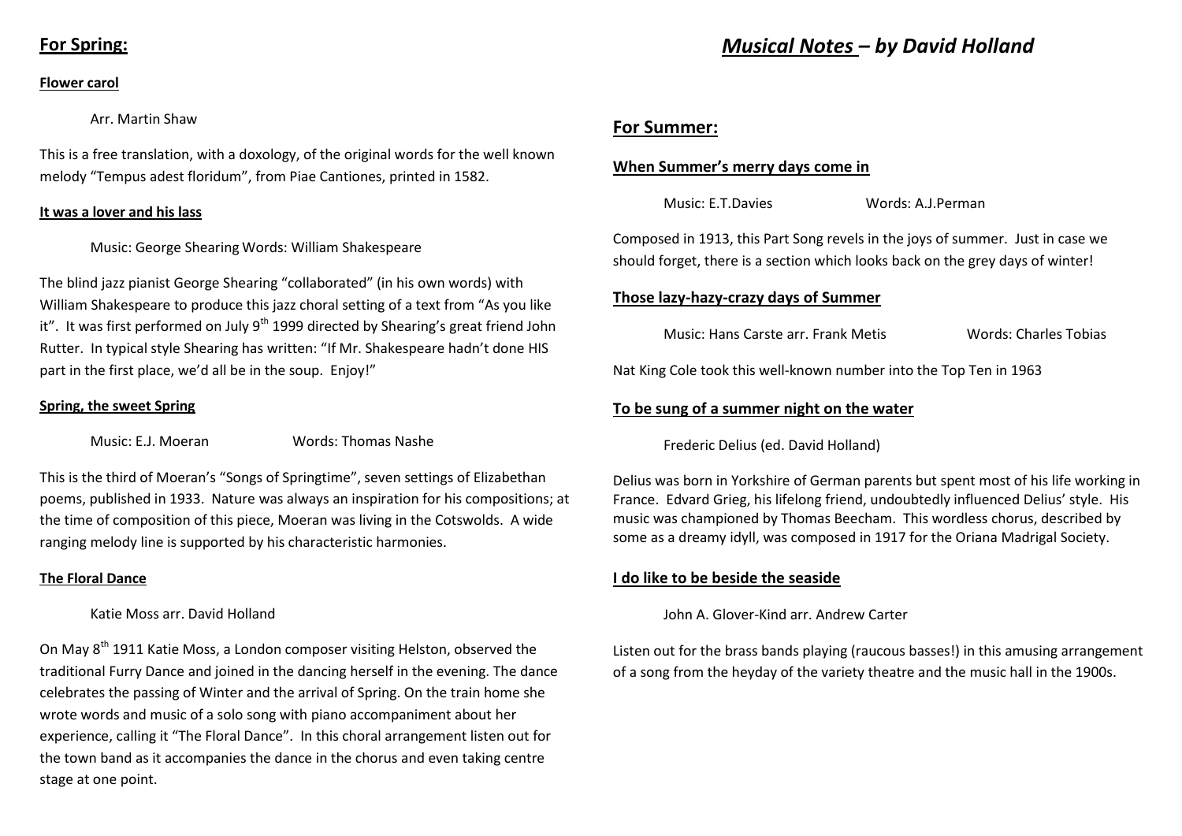## For Spring:

### Flower carol

Arr. Martin Shaw

This is a free translation, with a doxology, of the original words for the well known melody "Tempus adest floridum", from Piae Cantiones, printed in 1582.

### It was a lover and his lass

Music: George Shearing Words: William Shakespeare

The blind jazz pianist George Shearing "collaborated" (in his own words) with William Shakespeare to produce this jazz choral setting of a text from "As you like it". It was first performed on July 9th 1999 directed by Shearing's great friend John Rutter. In typical style Shearing has written: "If Mr. Shakespeare hadn't done HIS part in the first place, we'd all be in the soup. Enjoy!"

### Spring, the sweet Spring

Music: E.J. Moeran Words: Thomas Nashe

This is the third of Moeran's "Songs of Springtime", seven settings of Elizabethan poems, published in 1933. Nature was always an inspiration for his compositions; at the time of composition of this piece, Moeran was living in the Cotswolds. A wide ranging melody line is supported by his characteristic harmonies.

### The Floral Dance

Katie Moss arr. David Holland

On May 8th 1911 Katie Moss, a London composer visiting Helston, observed the traditional Furry Dance and joined in the dancing herself in the evening. The dance celebrates the passing of Winter and the arrival of Spring. On the train home she wrote words and music of a solo song with piano accompaniment about her experience, calling it "The Floral Dance". In this choral arrangement listen out for the town band as it accompanies the dance in the chorus and even taking centre stage at one point.

# *Musical Notes – by David Holland*

## For Summer:

### When Summer's merry days come in

Music: E.T.Davies Words: A.J.Perman

Composed in 1913, this Part Song revels in the joys of summer. Just in case we should forget, there is a section which looks back on the grey days of winter!

### Those lazy-hazy-crazy days of Summer

Music: Hans Carste arr. Frank Metis Words: Charles Tobias

Nat King Cole took this well-known number into the Top Ten in 1963

### To be sung of a summer night on the water

Frederic Delius (ed. David Holland)

Delius was born in Yorkshire of German parents but spent most of his life working in France. Edvard Grieg, his lifelong friend, undoubtedly influenced Delius' style. His music was championed by Thomas Beecham. This wordless chorus, described by some as a dreamy idyll, was composed in 1917 for the Oriana Madrigal Society.

### I do like to be beside the seaside

John A. Glover-Kind arr. Andrew Carter

Listen out for the brass bands playing (raucous basses!) in this amusing arrangement of a song from the heyday of the variety theatre and the music hall in the 1900s.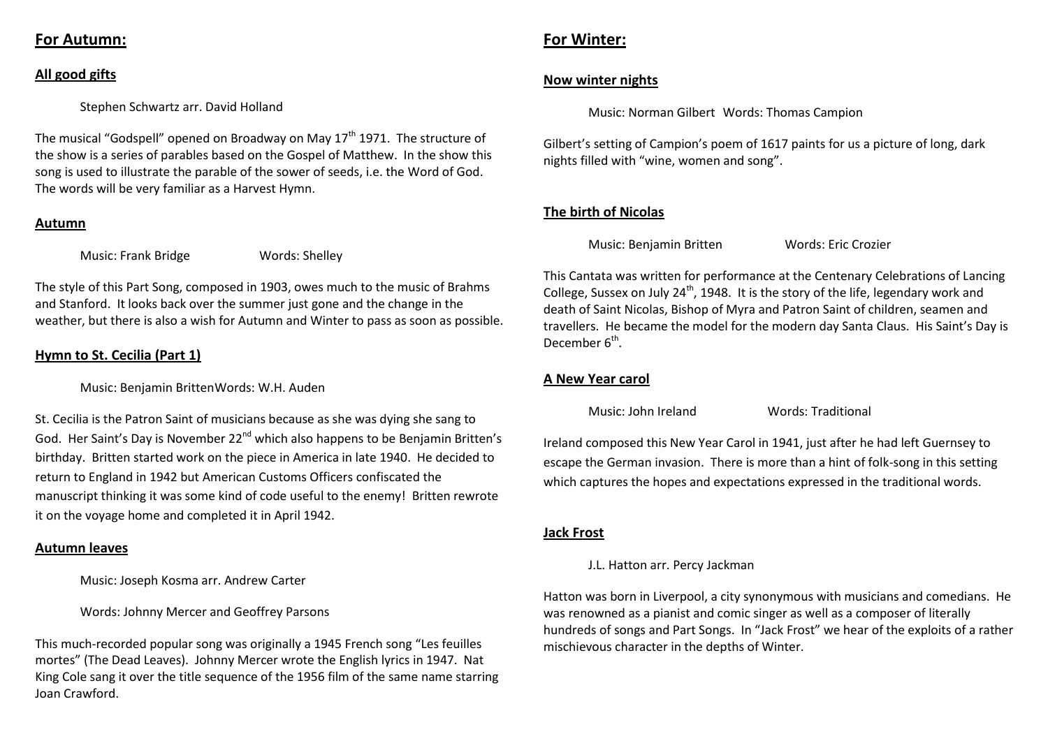## For Autumn:

### All good gifts

Stephen Schwartz arr. David Holland

The musical "Godspell" opened on Broadway on May 17th 1971. The structure of the show is a series of parables based on the Gospel of Matthew. In the show this song is used to illustrate the parable of the sower of seeds, i.e. the Word of God. The words will be very familiar as a Harvest Hymn.

### Autumn

Music: Frank Bridge Words: Shelley

The style of this Part Song, composed in 1903, owes much to the music of Brahms and Stanford. It looks back over the summer just gone and the change in the weather, but there is also a wish for Autumn and Winter to pass as soon as possible.

### Hymn to St. Cecilia (Part 1)

Music: Benjamin BrittenWords: W.H. Auden

St. Cecilia is the Patron Saint of musicians because as she was dying she sang to God. Her Saint's Day is November 22nd which also happens to be Benjamin Britten's birthday. Britten started work on the piece in America in late 1940. He decided to return to England in 1942 but American Customs Officers confiscated the manuscript thinking it was some kind of code useful to the enemy! Britten rewrote it on the voyage home and completed it in April 1942.

### Autumn leaves

Music: Joseph Kosma arr. Andrew Carter

Words: Johnny Mercer and Geoffrey Parsons

This much-recorded popular song was originally a 1945 French song "Les feuilles mortes" (The Dead Leaves). Johnny Mercer wrote the English lyrics in 1947. Nat King Cole sang it over the title sequence of the 1956 film of the same name starring Joan Crawford.

## For Winter:

### Now winter nights

Music: Norman Gilbert Words: Thomas Campion

Gilbert's setting of Campion's poem of 1617 paints for us a picture of long, dark nights filled with "wine, women and song".

### The birth of Nicolas

Music: Benjamin Britten Words: Eric Crozier

This Cantata was written for performance at the Centenary Celebrations of Lancing College, Sussex on July 24th, 1948. It is the story of the life, legendary work and death of Saint Nicolas, Bishop of Myra and Patron Saint of children, seamen and travellers. He became the model for the modern day Santa Claus. His Saint's Day is December 6th.

### A New Year carol

Music: John Ireland Words: Traditional

Ireland composed this New Year Carol in 1941, just after he had left Guernsey to escape the German invasion. There is more than a hint of folk-song in this setting which captures the hopes and expectations expressed in the traditional words.

### Jack Frost

J.L. Hatton arr. Percy Jackman

Hatton was born in Liverpool, a city synonymous with musicians and comedians. He was renowned as a pianist and comic singer as well as a composer of literally hundreds of songs and Part Songs. In "Jack Frost" we hear of the exploits of a rather mischievous character in the depths of Winter.